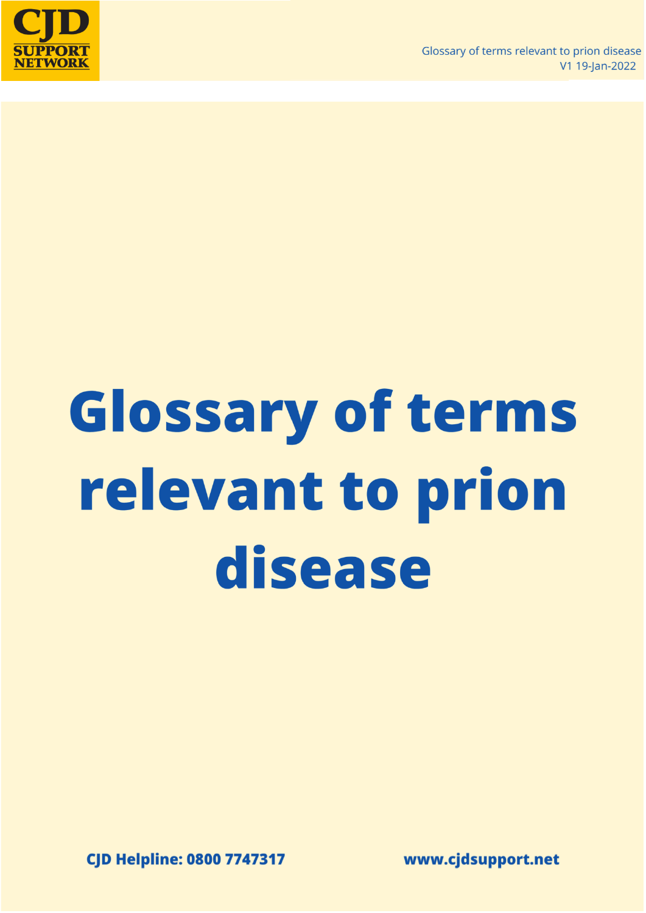# Glossary of terms relevant to prion disease

CJD Helpline: 0800 7747317

www.cjdsupport.net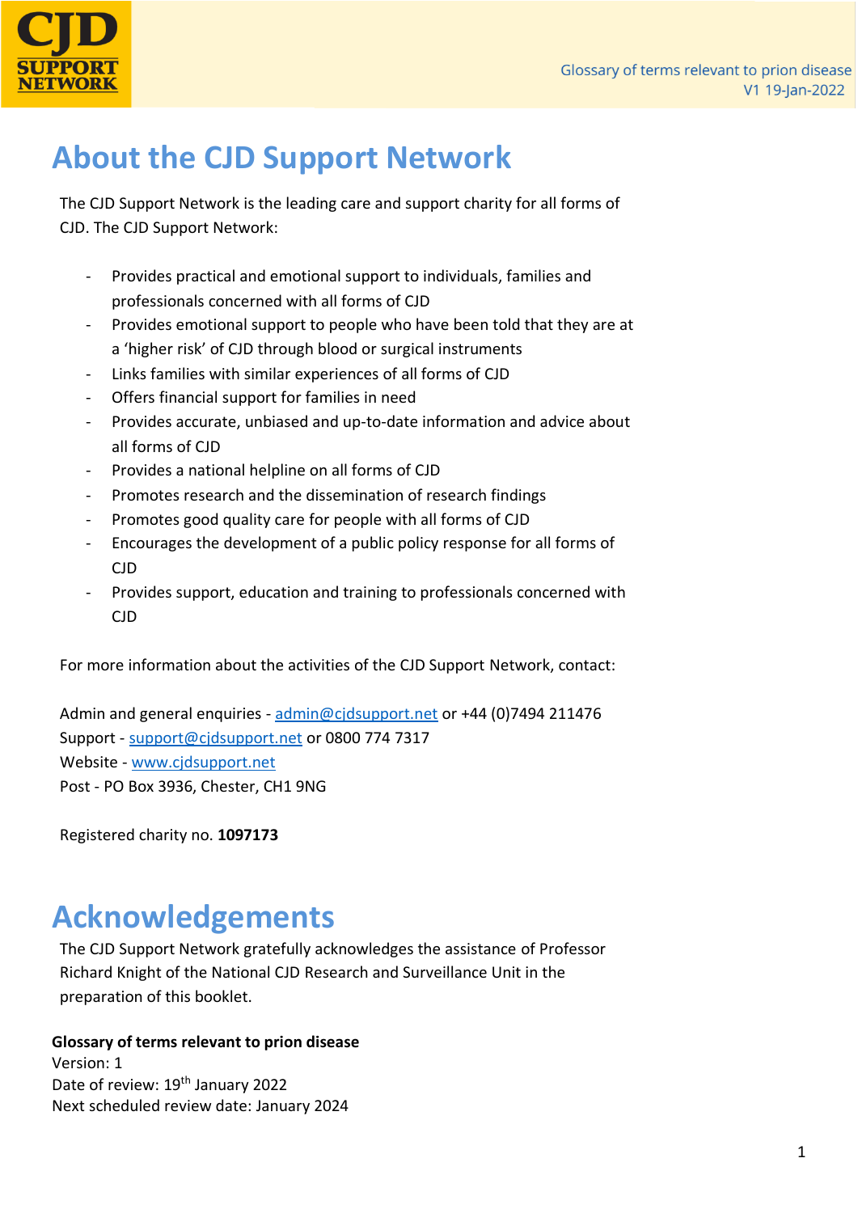# About the CJD Support Network

The CJD Support Network is the leading care and support charity for all forms of CJD. The CJD Support Network:

- Provides practical and emotional support to individuals, families and professionals concerned with all forms of CJD
- Provides emotional support to people who have been told that they are at a 'higher risk' of CJD through blood or surgical instruments
- Links families with similar experiences of all forms of CJD
- Offers financial support for families in need
- Provides accurate, unbiased and up-to-date information and advice about all forms of CJD
- Provides a national helpline on all forms of CJD
- Promotes research and the dissemination of research findings
- Promotes good quality care for people with all forms of CJD
- Encourages the development of a public policy response for all forms of CJD
- Provides support, education and training to professionals concerned with CJD

For more information about the activities of the CJD Support Network, contact:

Admin and general enquiries - admin@cjdsupport.net or +44 (0)7494 211476
Support - support@cjdsupport.net or 0800 774 7317
Website - www.cjdsupport.net
Post - PO Box 3936, Chester, CH1 9NG

Registered charity no. **1097173**

# Acknowledgements

The CJD Support Network gratefully acknowledges the assistance of Professor Richard Knight of the National CJD Research and Surveillance Unit in the preparation of this booklet.

**Glossary of terms relevant to prion disease**
Version: 1
Date of review: 19th January 2022
Next scheduled review date: January 2024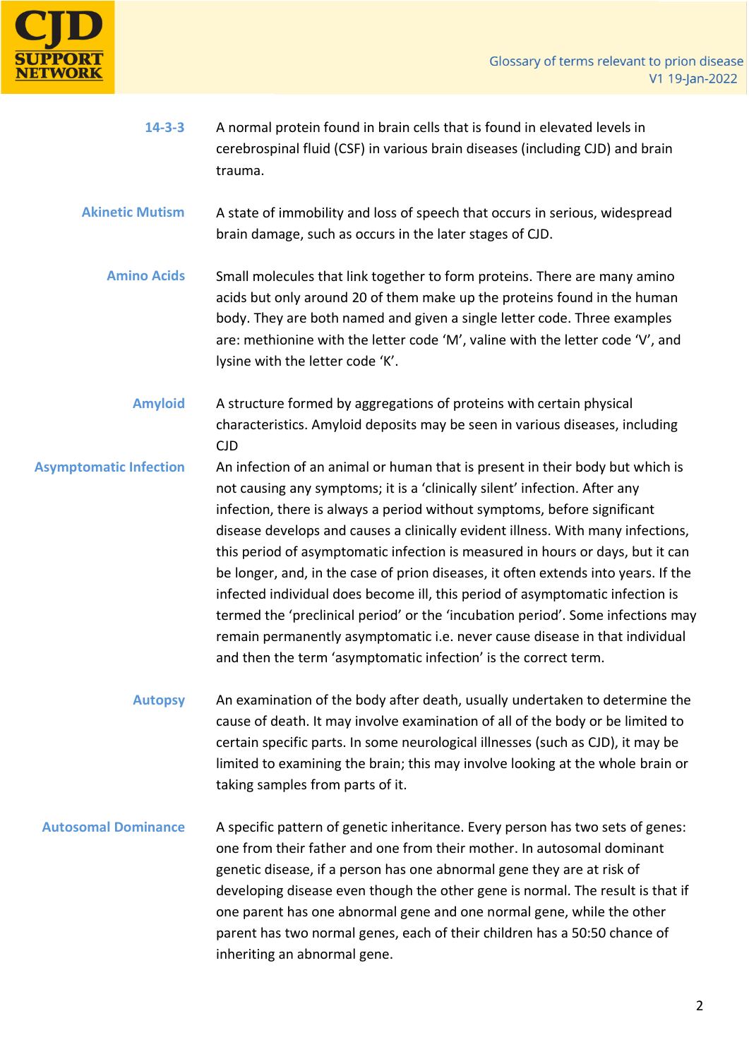**14-3-3**
A normal protein found in brain cells that is found in elevated levels in cerebrospinal fluid (CSF) in various brain diseases (including CJD) and brain trauma.

**Akinetic Mutism**
A state of immobility and loss of speech that occurs in serious, widespread brain damage, such as occurs in the later stages of CJD.

**Amino Acids**
Small molecules that link together to form proteins. There are many amino acids but only around 20 of them make up the proteins found in the human body. They are both named and given a single letter code. Three examples are: methionine with the letter code 'M', valine with the letter code 'V', and lysine with the letter code 'K'.

**Amyloid**
A structure formed by aggregations of proteins with certain physical characteristics. Amyloid deposits may be seen in various diseases, including CJD

**Asymptomatic Infection**
An infection of an animal or human that is present in their body but which is not causing any symptoms; it is a 'clinically silent' infection. After any infection, there is always a period without symptoms, before significant disease develops and causes a clinically evident illness. With many infections, this period of asymptomatic infection is measured in hours or days, but it can be longer, and, in the case of prion diseases, it often extends into years. If the infected individual does become ill, this period of asymptomatic infection is termed the 'preclinical period' or the 'incubation period'. Some infections may remain permanently asymptomatic i.e. never cause disease in that individual and then the term 'asymptomatic infection' is the correct term.

**Autopsy**
An examination of the body after death, usually undertaken to determine the cause of death. It may involve examination of all of the body or be limited to certain specific parts. In some neurological illnesses (such as CJD), it may be limited to examining the brain; this may involve looking at the whole brain or taking samples from parts of it.

**Autosomal Dominance**
A specific pattern of genetic inheritance. Every person has two sets of genes: one from their father and one from their mother. In autosomal dominant genetic disease, if a person has one abnormal gene they are at risk of developing disease even though the other gene is normal. The result is that if one parent has one abnormal gene and one normal gene, while the other parent has two normal genes, each of their children has a 50:50 chance of inheriting an abnormal gene.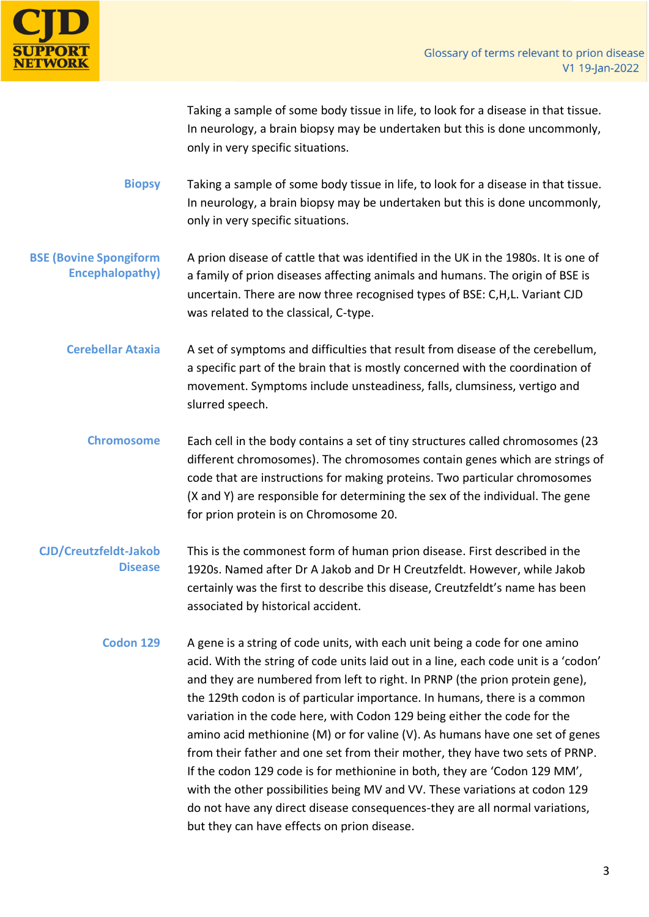Taking a sample of some body tissue in life, to look for a disease in that tissue. In neurology, a brain biopsy may be undertaken but this is done uncommonly, only in very specific situations.

**Biopsy**

Taking a sample of some body tissue in life, to look for a disease in that tissue. In neurology, a brain biopsy may be undertaken but this is done uncommonly, only in very specific situations.

**BSE (Bovine Spongiform Encephalopathy)**

A prion disease of cattle that was identified in the UK in the 1980s. It is one of a family of prion diseases affecting animals and humans. The origin of BSE is uncertain. There are now three recognised types of BSE: C,H,L. Variant CJD was related to the classical, C-type.

**Cerebellar Ataxia**

A set of symptoms and difficulties that result from disease of the cerebellum, a specific part of the brain that is mostly concerned with the coordination of movement. Symptoms include unsteadiness, falls, clumsiness, vertigo and slurred speech.

**Chromosome**

Each cell in the body contains a set of tiny structures called chromosomes (23 different chromosomes). The chromosomes contain genes which are strings of code that are instructions for making proteins. Two particular chromosomes (X and Y) are responsible for determining the sex of the individual. The gene for prion protein is on Chromosome 20.

**CJD/Creutzfeldt-Jakob Disease**

This is the commonest form of human prion disease. First described in the 1920s. Named after Dr A Jakob and Dr H Creutzfeldt. However, while Jakob certainly was the first to describe this disease, Creutzfeldt's name has been associated by historical accident.

**Codon 129**

A gene is a string of code units, with each unit being a code for one amino acid. With the string of code units laid out in a line, each code unit is a 'codon' and they are numbered from left to right. In PRNP (the prion protein gene), the 129th codon is of particular importance. In humans, there is a common variation in the code here, with Codon 129 being either the code for the amino acid methionine (M) or for valine (V). As humans have one set of genes from their father and one set from their mother, they have two sets of PRNP. If the codon 129 code is for methionine in both, they are 'Codon 129 MM', with the other possibilities being MV and VV. These variations at codon 129 do not have any direct disease consequences-they are all normal variations, but they can have effects on prion disease.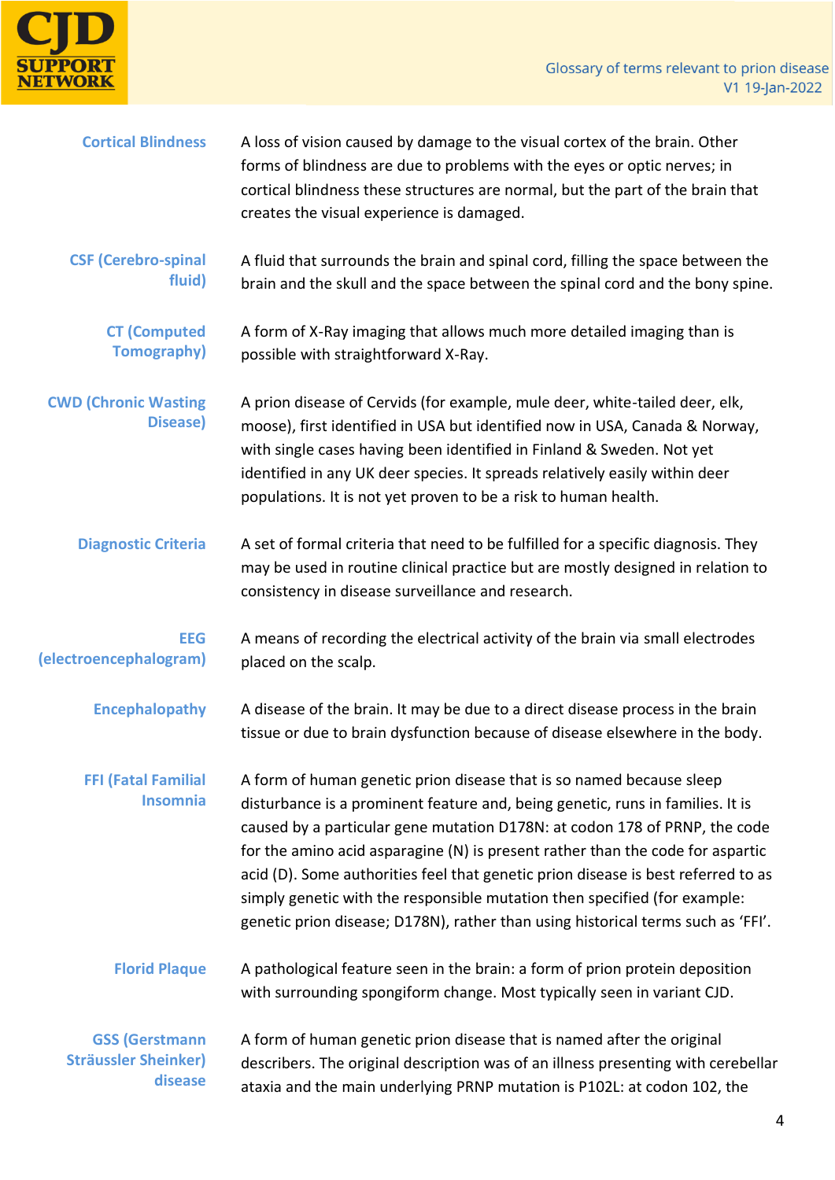**Cortical Blindness**

A loss of vision caused by damage to the visual cortex of the brain. Other forms of blindness are due to problems with the eyes or optic nerves; in cortical blindness these structures are normal, but the part of the brain that creates the visual experience is damaged.

**CSF (Cerebro-spinal fluid)**

A fluid that surrounds the brain and spinal cord, filling the space between the brain and the skull and the space between the spinal cord and the bony spine.

**CT (Computed Tomography)**

A form of X-Ray imaging that allows much more detailed imaging than is possible with straightforward X-Ray.

**CWD (Chronic Wasting Disease)**

A prion disease of Cervids (for example, mule deer, white-tailed deer, elk, moose), first identified in USA but identified now in USA, Canada & Norway, with single cases having been identified in Finland & Sweden. Not yet identified in any UK deer species. It spreads relatively easily within deer populations. It is not yet proven to be a risk to human health.

**Diagnostic Criteria**

A set of formal criteria that need to be fulfilled for a specific diagnosis. They may be used in routine clinical practice but are mostly designed in relation to consistency in disease surveillance and research.

**EEG (electroencephalogram)**

A means of recording the electrical activity of the brain via small electrodes placed on the scalp.

**Encephalopathy**

A disease of the brain. It may be due to a direct disease process in the brain tissue or due to brain dysfunction because of disease elsewhere in the body.

**FFI (Fatal Familial Insomnia**

A form of human genetic prion disease that is so named because sleep disturbance is a prominent feature and, being genetic, runs in families. It is caused by a particular gene mutation D178N: at codon 178 of PRNP, the code for the amino acid asparagine (N) is present rather than the code for aspartic acid (D). Some authorities feel that genetic prion disease is best referred to as simply genetic with the responsible mutation then specified (for example: genetic prion disease; D178N), rather than using historical terms such as 'FFI'.

**Florid Plaque**

A pathological feature seen in the brain: a form of prion protein deposition with surrounding spongiform change. Most typically seen in variant CJD.

**GSS (Gerstmann Sträussler Sheinker) disease**

A form of human genetic prion disease that is named after the original describers. The original description was of an illness presenting with cerebellar ataxia and the main underlying PRNP mutation is P102L: at codon 102, the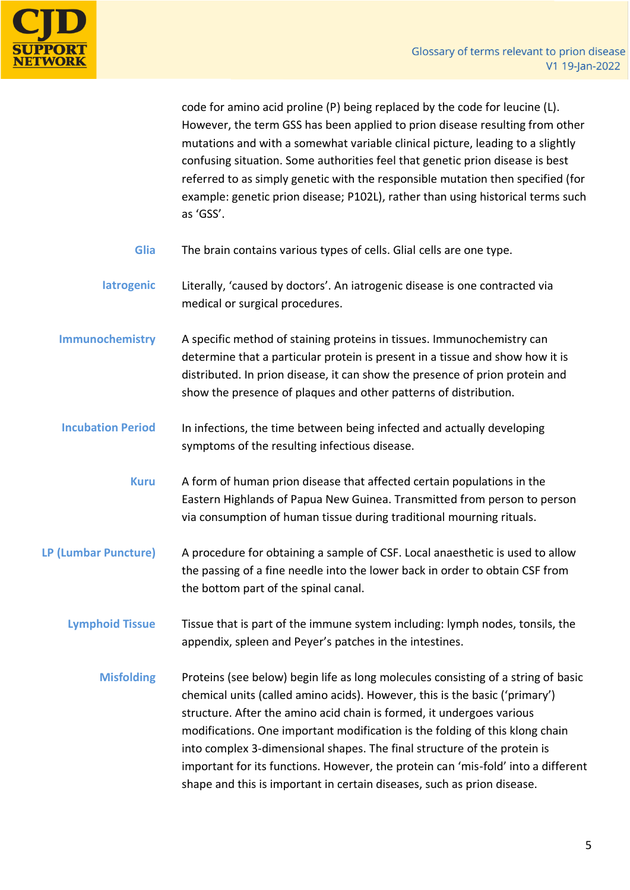code for amino acid proline (P) being replaced by the code for leucine (L). However, the term GSS has been applied to prion disease resulting from other mutations and with a somewhat variable clinical picture, leading to a slightly confusing situation. Some authorities feel that genetic prion disease is best referred to as simply genetic with the responsible mutation then specified (for example: genetic prion disease; P102L), rather than using historical terms such as 'GSS'.

**Glia**

The brain contains various types of cells. Glial cells are one type.

**Iatrogenic**

Literally, 'caused by doctors'. An iatrogenic disease is one contracted via medical or surgical procedures.

**Immunochemistry**

A specific method of staining proteins in tissues. Immunochemistry can determine that a particular protein is present in a tissue and show how it is distributed. In prion disease, it can show the presence of prion protein and show the presence of plaques and other patterns of distribution.

**Incubation Period**

In infections, the time between being infected and actually developing symptoms of the resulting infectious disease.

**Kuru**

A form of human prion disease that affected certain populations in the Eastern Highlands of Papua New Guinea. Transmitted from person to person via consumption of human tissue during traditional mourning rituals.

**LP (Lumbar Puncture)**

A procedure for obtaining a sample of CSF. Local anaesthetic is used to allow the passing of a fine needle into the lower back in order to obtain CSF from the bottom part of the spinal canal.

**Lymphoid Tissue**

Tissue that is part of the immune system including: lymph nodes, tonsils, the appendix, spleen and Peyer's patches in the intestines.

**Misfolding**

Proteins (see below) begin life as long molecules consisting of a string of basic chemical units (called amino acids). However, this is the basic ('primary') structure. After the amino acid chain is formed, it undergoes various modifications. One important modification is the folding of this klong chain into complex 3-dimensional shapes. The final structure of the protein is important for its functions. However, the protein can 'mis-fold' into a different shape and this is important in certain diseases, such as prion disease.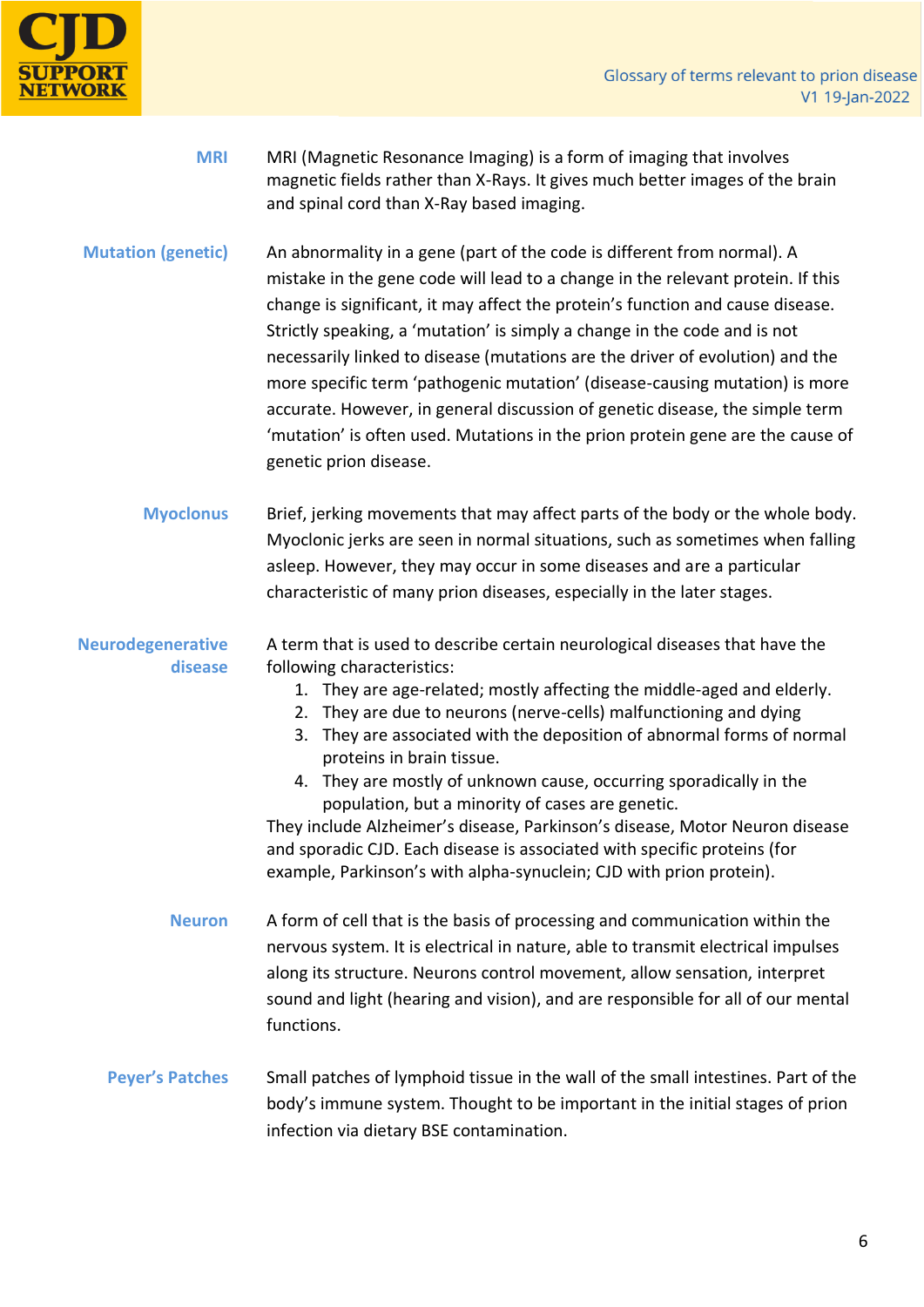**MRI** MRI (Magnetic Resonance Imaging) is a form of imaging that involves magnetic fields rather than X-Rays. It gives much better images of the brain and spinal cord than X-Ray based imaging.

**Mutation (genetic)** An abnormality in a gene (part of the code is different from normal). A mistake in the gene code will lead to a change in the relevant protein. If this change is significant, it may affect the protein's function and cause disease. Strictly speaking, a 'mutation' is simply a change in the code and is not necessarily linked to disease (mutations are the driver of evolution) and the more specific term 'pathogenic mutation' (disease-causing mutation) is more accurate. However, in general discussion of genetic disease, the simple term 'mutation' is often used. Mutations in the prion protein gene are the cause of genetic prion disease.

**Myoclonus** Brief, jerking movements that may affect parts of the body or the whole body. Myoclonic jerks are seen in normal situations, such as sometimes when falling asleep. However, they may occur in some diseases and are a particular characteristic of many prion diseases, especially in the later stages.

**Neurodegenerative disease** A term that is used to describe certain neurological diseases that have the following characteristics:

1. They are age-related; mostly affecting the middle-aged and elderly.
2. They are due to neurons (nerve-cells) malfunctioning and dying
3. They are associated with the deposition of abnormal forms of normal proteins in brain tissue.
4. They are mostly of unknown cause, occurring sporadically in the population, but a minority of cases are genetic.

They include Alzheimer's disease, Parkinson's disease, Motor Neuron disease and sporadic CJD. Each disease is associated with specific proteins (for example, Parkinson's with alpha-synuclein; CJD with prion protein).

**Neuron** A form of cell that is the basis of processing and communication within the nervous system. It is electrical in nature, able to transmit electrical impulses along its structure. Neurons control movement, allow sensation, interpret sound and light (hearing and vision), and are responsible for all of our mental functions.

**Peyer's Patches** Small patches of lymphoid tissue in the wall of the small intestines. Part of the body's immune system. Thought to be important in the initial stages of prion infection via dietary BSE contamination.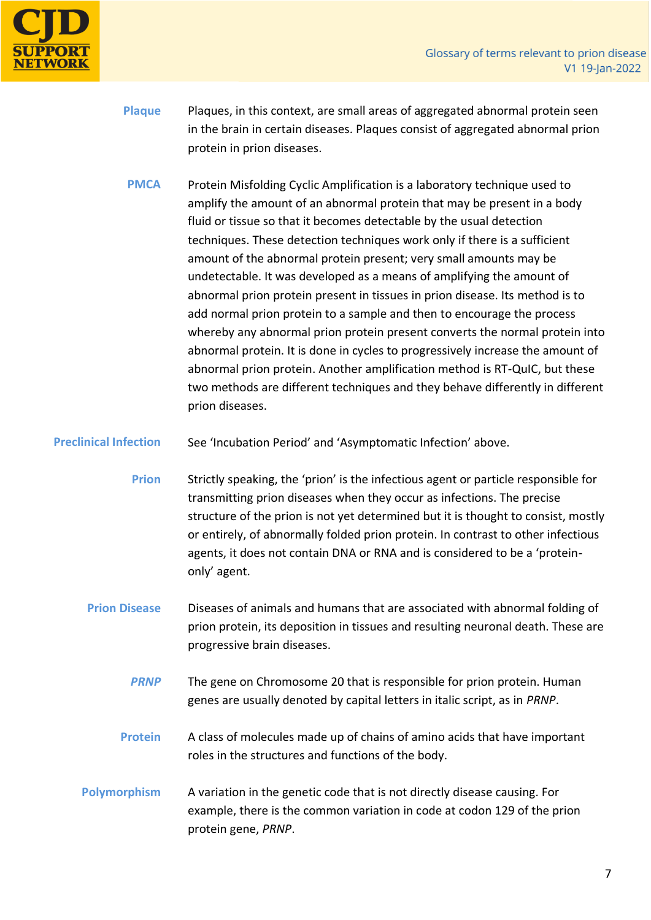**Plaque**

Plaques, in this context, are small areas of aggregated abnormal protein seen in the brain in certain diseases. Plaques consist of aggregated abnormal prion protein in prion diseases.

**PMCA**

Protein Misfolding Cyclic Amplification is a laboratory technique used to amplify the amount of an abnormal protein that may be present in a body fluid or tissue so that it becomes detectable by the usual detection techniques. These detection techniques work only if there is a sufficient amount of the abnormal protein present; very small amounts may be undetectable. It was developed as a means of amplifying the amount of abnormal prion protein present in tissues in prion disease. Its method is to add normal prion protein to a sample and then to encourage the process whereby any abnormal prion protein present converts the normal protein into abnormal protein. It is done in cycles to progressively increase the amount of abnormal prion protein. Another amplification method is RT-QuIC, but these two methods are different techniques and they behave differently in different prion diseases.

**Preclinical Infection**

See 'Incubation Period' and 'Asymptomatic Infection' above.

**Prion**

Strictly speaking, the 'prion' is the infectious agent or particle responsible for transmitting prion diseases when they occur as infections. The precise structure of the prion is not yet determined but it is thought to consist, mostly or entirely, of abnormally folded prion protein. In contrast to other infectious agents, it does not contain DNA or RNA and is considered to be a 'protein-only' agent.

**Prion Disease**

Diseases of animals and humans that are associated with abnormal folding of prion protein, its deposition in tissues and resulting neuronal death. These are progressive brain diseases.

***PRNP***

The gene on Chromosome 20 that is responsible for prion protein. Human genes are usually denoted by capital letters in italic script, as in *PRNP*.

**Protein**

A class of molecules made up of chains of amino acids that have important roles in the structures and functions of the body.

**Polymorphism**

A variation in the genetic code that is not directly disease causing. For example, there is the common variation in code at codon 129 of the prion protein gene, *PRNP*.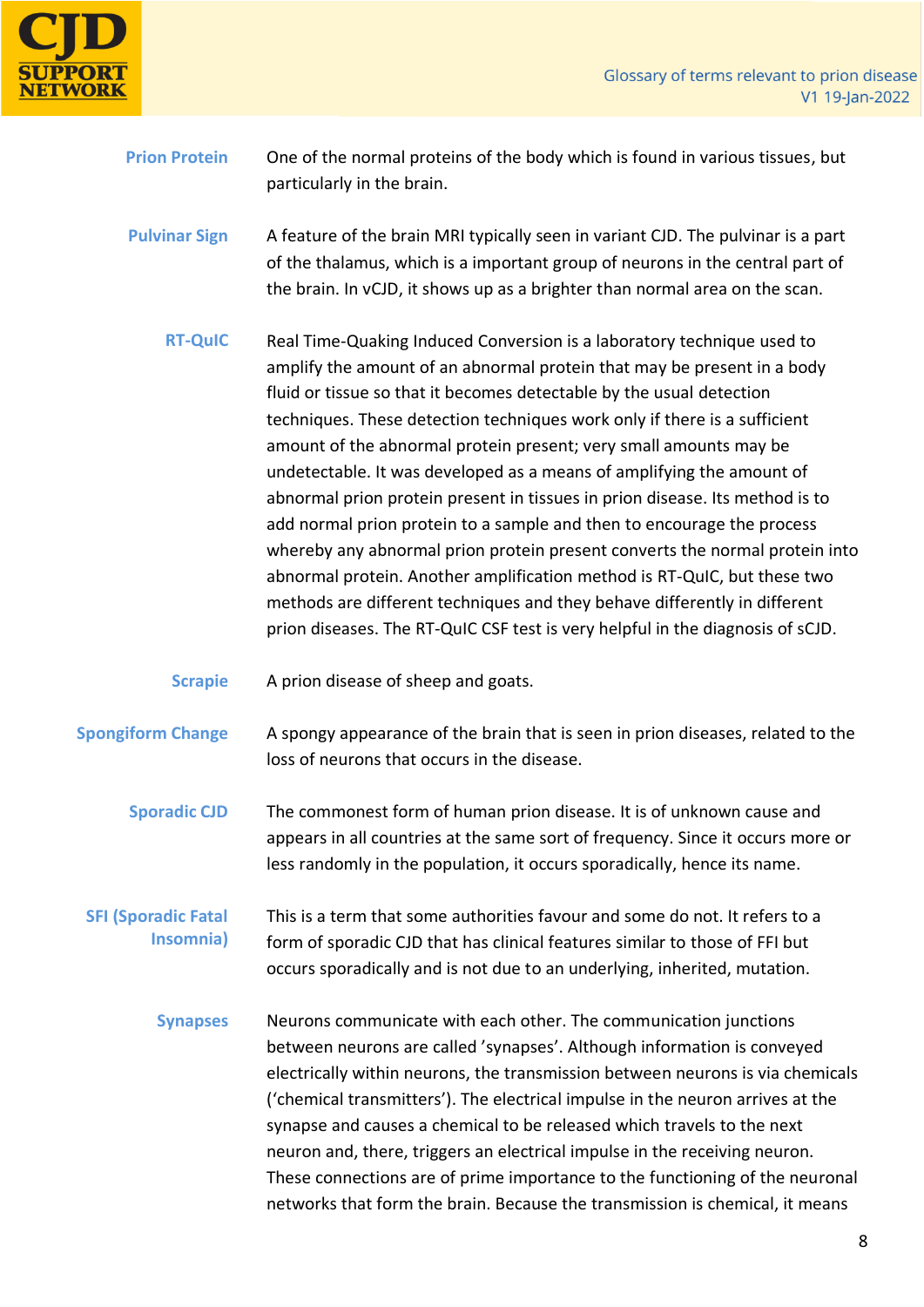**Prion Protein**

One of the normal proteins of the body which is found in various tissues, but particularly in the brain.

**Pulvinar Sign**

A feature of the brain MRI typically seen in variant CJD. The pulvinar is a part of the thalamus, which is a important group of neurons in the central part of the brain. In vCJD, it shows up as a brighter than normal area on the scan.

**RT-QuIC**

Real Time-Quaking Induced Conversion is a laboratory technique used to amplify the amount of an abnormal protein that may be present in a body fluid or tissue so that it becomes detectable by the usual detection techniques. These detection techniques work only if there is a sufficient amount of the abnormal protein present; very small amounts may be undetectable. It was developed as a means of amplifying the amount of abnormal prion protein present in tissues in prion disease. Its method is to add normal prion protein to a sample and then to encourage the process whereby any abnormal prion protein present converts the normal protein into abnormal protein. Another amplification method is RT-QuIC, but these two methods are different techniques and they behave differently in different prion diseases. The RT-QuIC CSF test is very helpful in the diagnosis of sCJD.

**Scrapie**

A prion disease of sheep and goats.

**Spongiform Change**

A spongy appearance of the brain that is seen in prion diseases, related to the loss of neurons that occurs in the disease.

**Sporadic CJD**

The commonest form of human prion disease. It is of unknown cause and appears in all countries at the same sort of frequency. Since it occurs more or less randomly in the population, it occurs sporadically, hence its name.

**SFI (Sporadic Fatal Insomnia)**

This is a term that some authorities favour and some do not. It refers to a form of sporadic CJD that has clinical features similar to those of FFI but occurs sporadically and is not due to an underlying, inherited, mutation.

**Synapses**

Neurons communicate with each other. The communication junctions between neurons are called 'synapses'. Although information is conveyed electrically within neurons, the transmission between neurons is via chemicals ('chemical transmitters'). The electrical impulse in the neuron arrives at the synapse and causes a chemical to be released which travels to the next neuron and, there, triggers an electrical impulse in the receiving neuron. These connections are of prime importance to the functioning of the neuronal networks that form the brain. Because the transmission is chemical, it means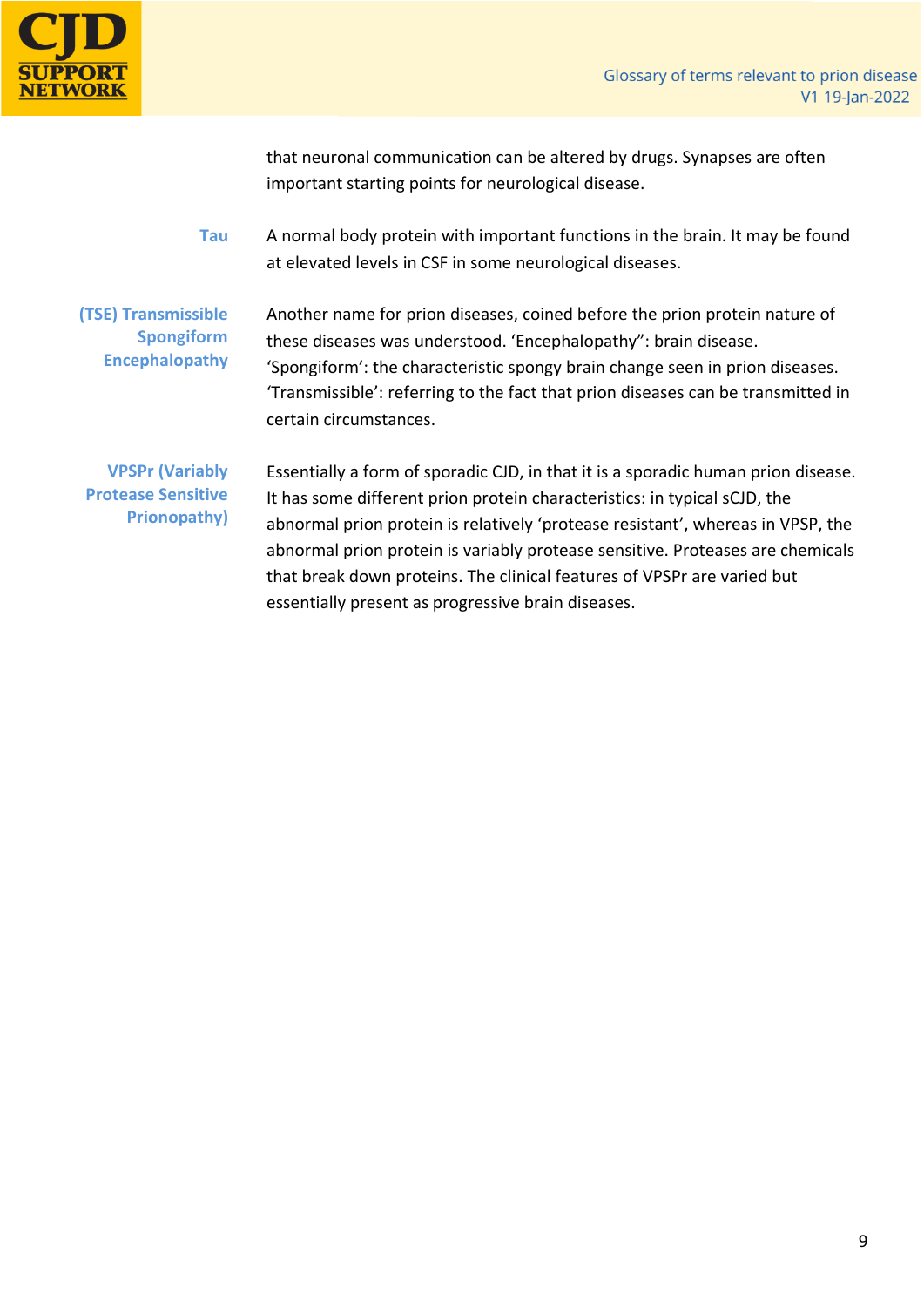that neuronal communication can be altered by drugs. Synapses are often important starting points for neurological disease.

**Tau**

A normal body protein with important functions in the brain. It may be found at elevated levels in CSF in some neurological diseases.

**(TSE) Transmissible Spongiform Encephalopathy**

Another name for prion diseases, coined before the prion protein nature of these diseases was understood. 'Encephalopathy": brain disease. 'Spongiform': the characteristic spongy brain change seen in prion diseases. 'Transmissible': referring to the fact that prion diseases can be transmitted in certain circumstances.

**VPSPr (Variably Protease Sensitive Prionopathy)**

Essentially a form of sporadic CJD, in that it is a sporadic human prion disease. It has some different prion protein characteristics: in typical sCJD, the abnormal prion protein is relatively 'protease resistant', whereas in VPSP, the abnormal prion protein is variably protease sensitive. Proteases are chemicals that break down proteins. The clinical features of VPSPr are varied but essentially present as progressive brain diseases.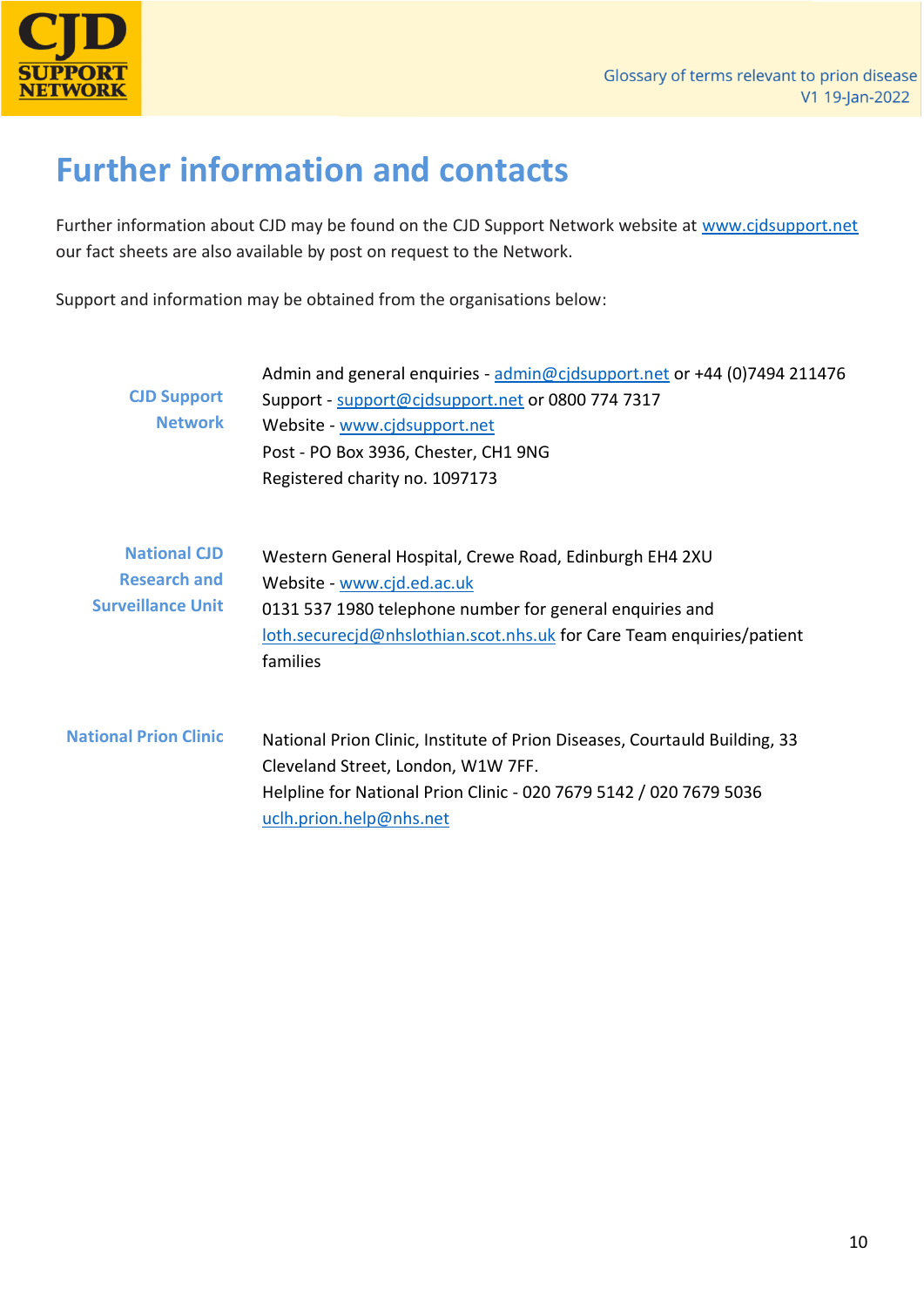# Further information and contacts

Further information about CJD may be found on the CJD Support Network website at www.cjdsupport.net our fact sheets are also available by post on request to the Network.

Support and information may be obtained from the organisations below:

| | |
|---|---|
| **CJD Support Network** | Admin and general enquiries - admin@cjdsupport.net or +44 (0)7494 211476<br>Support - support@cjdsupport.net or 0800 774 7317<br>Website - www.cjdsupport.net<br>Post - PO Box 3936, Chester, CH1 9NG<br>Registered charity no. 1097173 |
| **National CJD Research and Surveillance Unit** | Western General Hospital, Crewe Road, Edinburgh EH4 2XU<br>Website - www.cjd.ed.ac.uk<br>0131 537 1980 telephone number for general enquiries and loth.securecjd@nhslothian.scot.nhs.uk for Care Team enquiries/patient families |
| **National Prion Clinic** | National Prion Clinic, Institute of Prion Diseases, Courtauld Building, 33 Cleveland Street, London, W1W 7FF.<br>Helpline for National Prion Clinic - 020 7679 5142 / 020 7679 5036<br>uclh.prion.help@nhs.net |